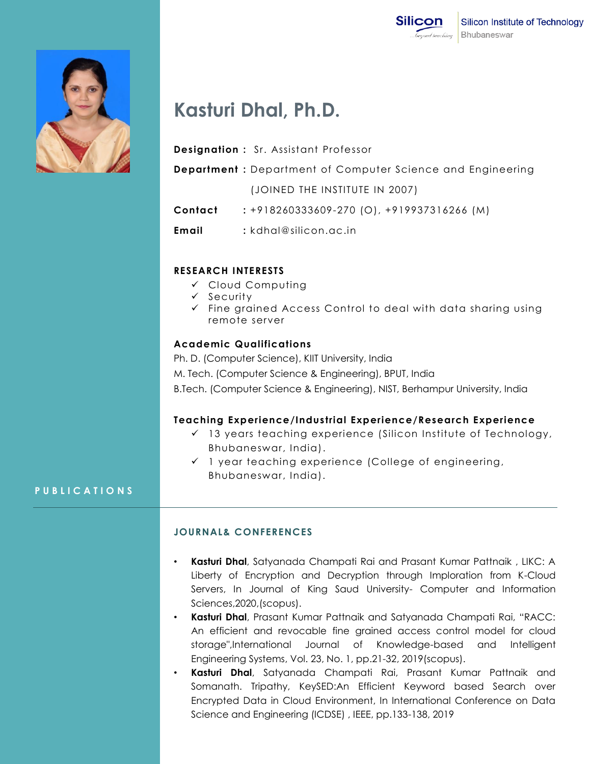Silicon Institute of Technology
Bhubaneswar

# Kasturi Dhal, Ph.D.

**Designation :** Sr. Assistant Professor

**Department :** Department of Computer Science and Engineering

(JOINED THE INSTITUTE IN 2007)

**Contact** : +918260333609-270 (O), +919937316266 (M)

**Email** : kdhal@silicon.ac.in

### RESEARCH INTERESTS

- ✓ Cloud Computing
- ✓ Security
- ✓ Fine grained Access Control to deal with data sharing using remote server

### Academic Qualifications

Ph. D. (Computer Science), KIIT University, India

M. Tech. (Computer Science & Engineering), BPUT, India

B.Tech. (Computer Science & Engineering), NIST, Berhampur University, India

### Teaching Experience/Industrial Experience/Research Experience

- ✓ 13 years teaching experience (Silicon Institute of Technology, Bhubaneswar, India).
- ✓ 1 year teaching experience (College of engineering, Bhubaneswar, India).

## PUBLICATIONS

### JOURNAL& CONFERENCES

- **Kasturi Dhal**, Satyanada Champati Rai and Prasant Kumar Pattnaik , LIKC: A Liberty of Encryption and Decryption through Imploration from K-Cloud Servers, In Journal of King Saud University- Computer and Information Sciences,2020,(scopus).
- **Kasturi Dhal**, Prasant Kumar Pattnaik and Satyanada Champati Rai, "RACC: An efficient and revocable fine grained access control model for cloud storage",International Journal of Knowledge-based and Intelligent Engineering Systems, Vol. 23, No. 1, pp.21-32, 2019(scopus).
- **Kasturi Dhal**, Satyanada Champati Rai, Prasant Kumar Pattnaik and Somanath. Tripathy, KeySED:An Efficient Keyword based Search over Encrypted Data in Cloud Environment, In International Conference on Data Science and Engineering (ICDSE) , IEEE, pp.133-138, 2019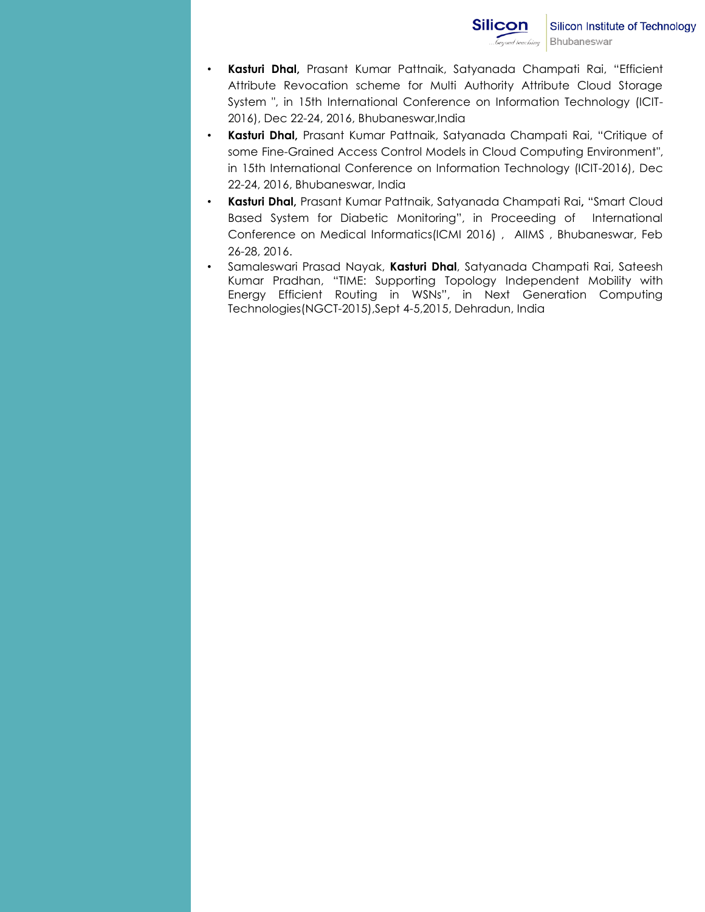- **Kasturi Dhal,** Prasant Kumar Pattnaik, Satyanada Champati Rai, "Efficient Attribute Revocation scheme for Multi Authority Attribute Cloud Storage System ", in 15th International Conference on Information Technology (ICIT-2016), Dec 22-24, 2016, Bhubaneswar,India
- **Kasturi Dhal,** Prasant Kumar Pattnaik, Satyanada Champati Rai, "Critique of some Fine-Grained Access Control Models in Cloud Computing Environment", in 15th International Conference on Information Technology (ICIT-2016), Dec 22-24, 2016, Bhubaneswar, India
- **Kasturi Dhal,** Prasant Kumar Pattnaik, Satyanada Champati Rai**,** "Smart Cloud Based System for Diabetic Monitoring", in Proceeding of International Conference on Medical Informatics(ICMI 2016) , AIIMS , Bhubaneswar, Feb 26-28, 2016.
- Samaleswari Prasad Nayak, **Kasturi Dhal**, Satyanada Champati Rai, Sateesh Kumar Pradhan, "TIME: Supporting Topology Independent Mobility with Energy Efficient Routing in WSNs", in Next Generation Computing Technologies(NGCT-2015),Sept 4-5,2015, Dehradun, India